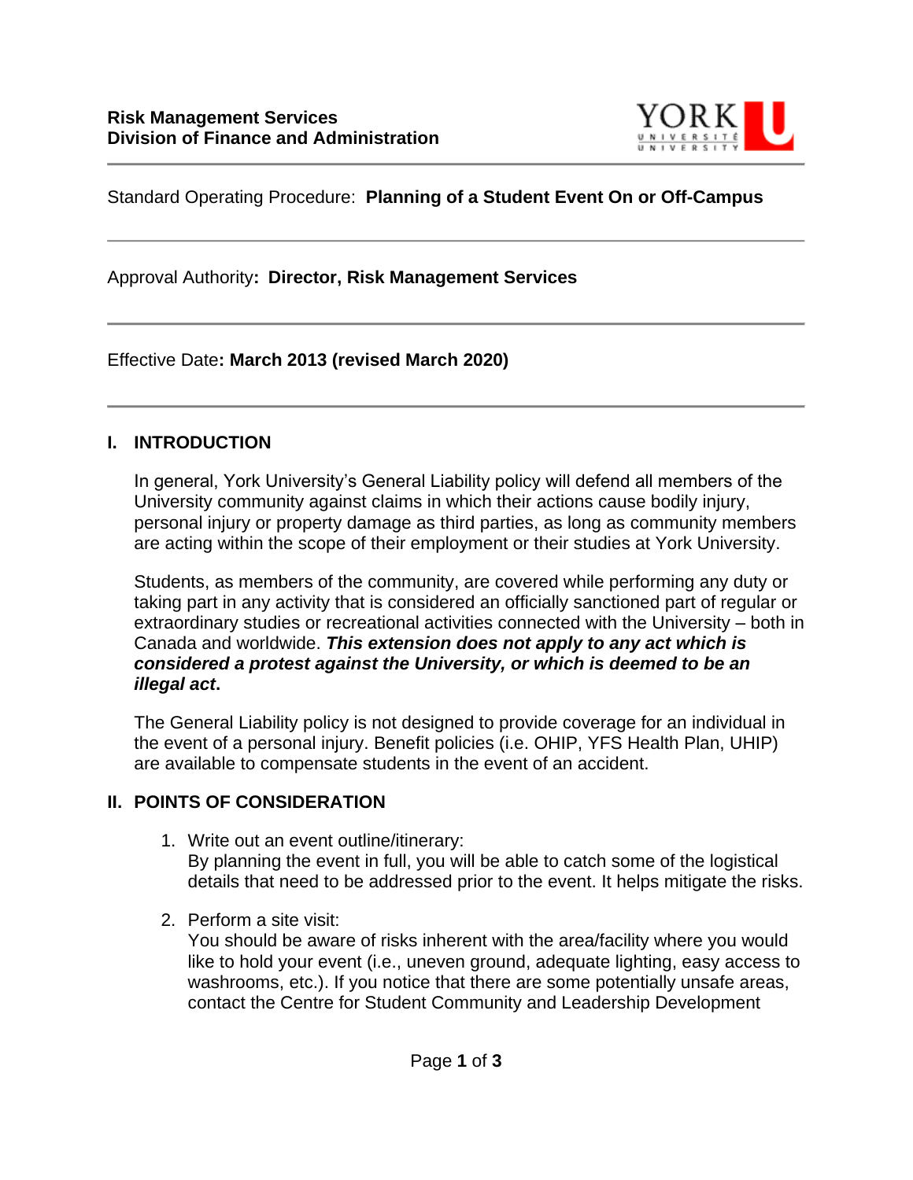**Risk Management Services**
**Division of Finance and Administration**

Standard Operating Procedure: **Planning of a Student Event On or Off-Campus**

---

Approval Authority**: Director, Risk Management Services**

---

Effective Date**: March 2013 (revised March 2020)**

---

## I. INTRODUCTION

In general, York University's General Liability policy will defend all members of the University community against claims in which their actions cause bodily injury, personal injury or property damage as third parties, as long as community members are acting within the scope of their employment or their studies at York University.

Students, as members of the community, are covered while performing any duty or taking part in any activity that is considered an officially sanctioned part of regular or extraordinary studies or recreational activities connected with the University – both in Canada and worldwide. ***This extension does not apply to any act which is considered a protest against the University, or which is deemed to be an illegal act*.**

The General Liability policy is not designed to provide coverage for an individual in the event of a personal injury. Benefit policies (i.e. OHIP, YFS Health Plan, UHIP) are available to compensate students in the event of an accident.

## II. POINTS OF CONSIDERATION

1. Write out an event outline/itinerary:
   By planning the event in full, you will be able to catch some of the logistical details that need to be addressed prior to the event. It helps mitigate the risks.

2. Perform a site visit:
   You should be aware of risks inherent with the area/facility where you would like to hold your event (i.e., uneven ground, adequate lighting, easy access to washrooms, etc.). If you notice that there are some potentially unsafe areas, contact the Centre for Student Community and Leadership Development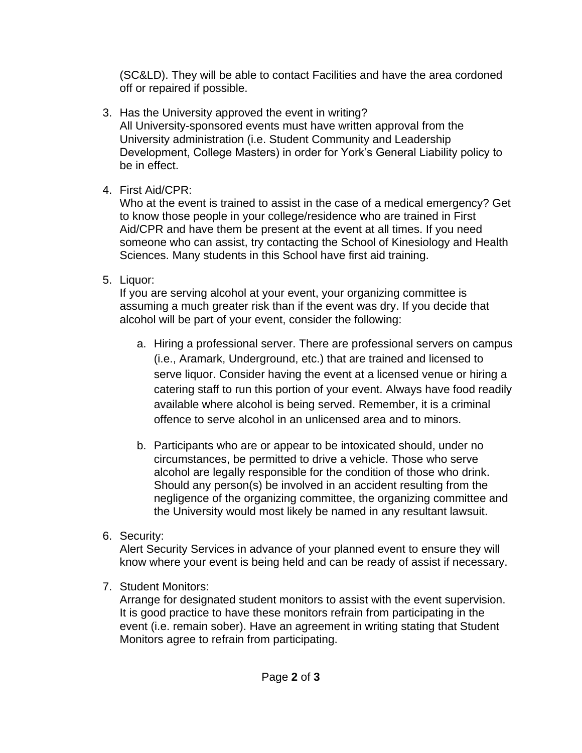(SC&LD). They will be able to contact Facilities and have the area cordoned off or repaired if possible.

3. Has the University approved the event in writing?
   All University-sponsored events must have written approval from the University administration (i.e. Student Community and Leadership Development, College Masters) in order for York's General Liability policy to be in effect.

4. First Aid/CPR:
   Who at the event is trained to assist in the case of a medical emergency? Get to know those people in your college/residence who are trained in First Aid/CPR and have them be present at the event at all times. If you need someone who can assist, try contacting the School of Kinesiology and Health Sciences. Many students in this School have first aid training.

5. Liquor:
   If you are serving alcohol at your event, your organizing committee is assuming a much greater risk than if the event was dry. If you decide that alcohol will be part of your event, consider the following:

   a. Hiring a professional server. There are professional servers on campus (i.e., Aramark, Underground, etc.) that are trained and licensed to serve liquor. Consider having the event at a licensed venue or hiring a catering staff to run this portion of your event. Always have food readily available where alcohol is being served. Remember, it is a criminal offence to serve alcohol in an unlicensed area and to minors.

   b. Participants who are or appear to be intoxicated should, under no circumstances, be permitted to drive a vehicle. Those who serve alcohol are legally responsible for the condition of those who drink. Should any person(s) be involved in an accident resulting from the negligence of the organizing committee, the organizing committee and the University would most likely be named in any resultant lawsuit.

6. Security:
   Alert Security Services in advance of your planned event to ensure they will know where your event is being held and can be ready of assist if necessary.

7. Student Monitors:
   Arrange for designated student monitors to assist with the event supervision. It is good practice to have these monitors refrain from participating in the event (i.e. remain sober). Have an agreement in writing stating that Student Monitors agree to refrain from participating.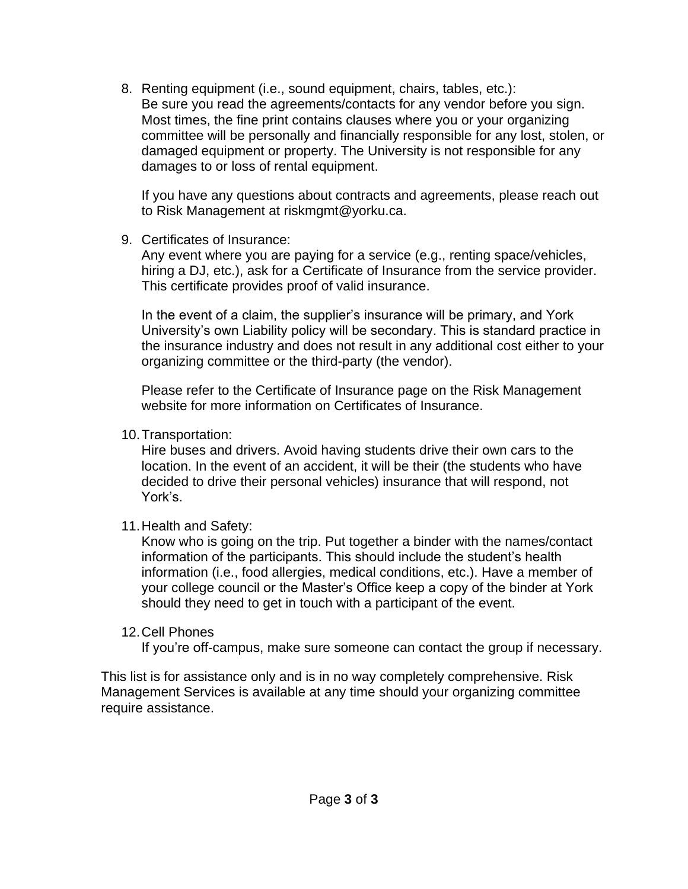8. Renting equipment (i.e., sound equipment, chairs, tables, etc.):
   Be sure you read the agreements/contacts for any vendor before you sign. Most times, the fine print contains clauses where you or your organizing committee will be personally and financially responsible for any lost, stolen, or damaged equipment or property. The University is not responsible for any damages to or loss of rental equipment.

   If you have any questions about contracts and agreements, please reach out to Risk Management at riskmgmt@yorku.ca.

9. Certificates of Insurance:
   Any event where you are paying for a service (e.g., renting space/vehicles, hiring a DJ, etc.), ask for a Certificate of Insurance from the service provider. This certificate provides proof of valid insurance.

   In the event of a claim, the supplier's insurance will be primary, and York University's own Liability policy will be secondary. This is standard practice in the insurance industry and does not result in any additional cost either to your organizing committee or the third-party (the vendor).

   Please refer to the Certificate of Insurance page on the Risk Management website for more information on Certificates of Insurance.

10. Transportation:
    Hire buses and drivers. Avoid having students drive their own cars to the location. In the event of an accident, it will be their (the students who have decided to drive their personal vehicles) insurance that will respond, not York's.

11. Health and Safety:
    Know who is going on the trip. Put together a binder with the names/contact information of the participants. This should include the student's health information (i.e., food allergies, medical conditions, etc.). Have a member of your college council or the Master's Office keep a copy of the binder at York should they need to get in touch with a participant of the event.

12. Cell Phones
    If you're off-campus, make sure someone can contact the group if necessary.

This list is for assistance only and is in no way completely comprehensive. Risk Management Services is available at any time should your organizing committee require assistance.